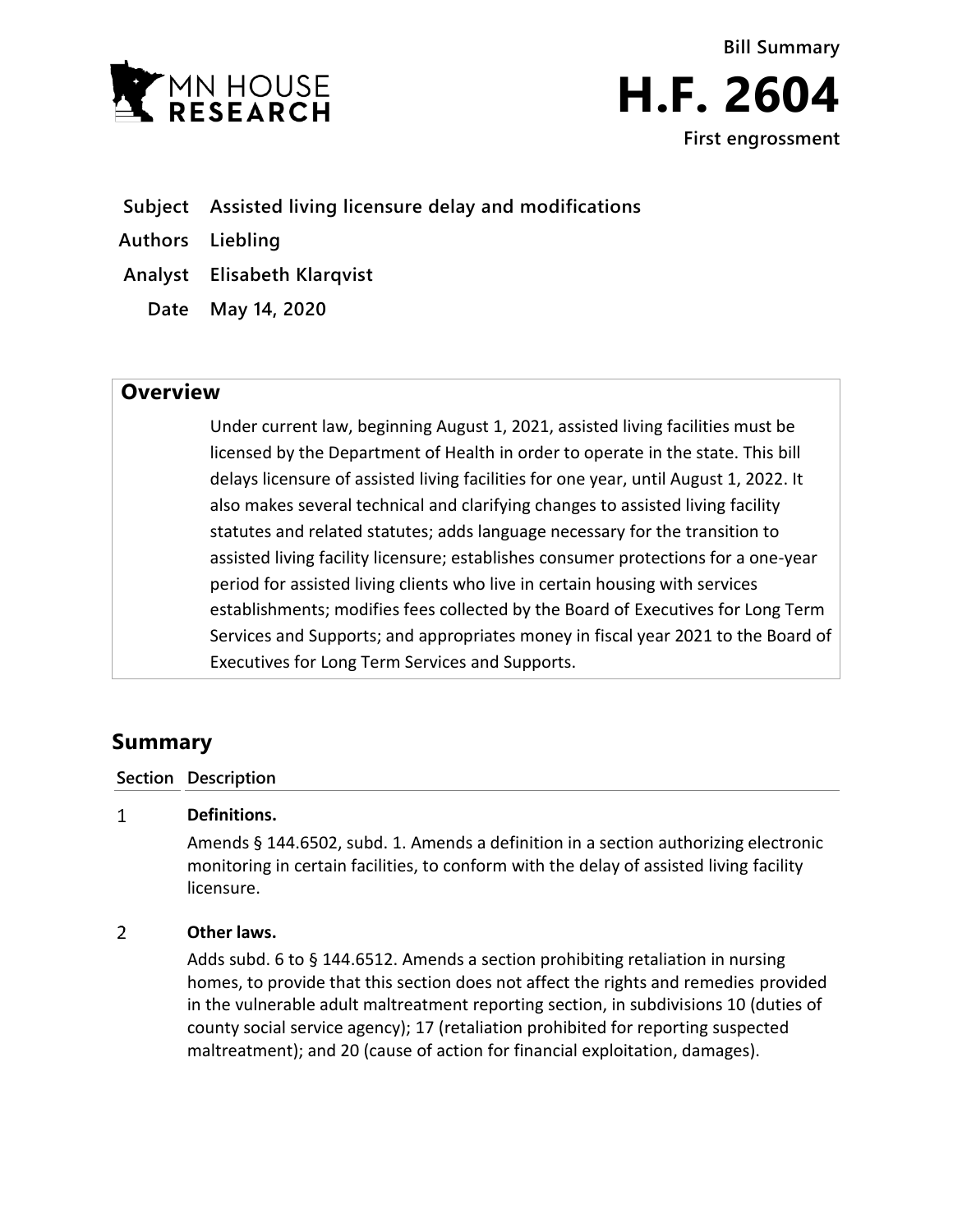MN HOUSE RESEARCH

Bill Summary

# H.F. 2604

First engrossment

**Subject** Assisted living licensure delay and modifications

**Authors** Liebling

**Analyst** Elisabeth Klarqvist

**Date** May 14, 2020

## Overview

Under current law, beginning August 1, 2021, assisted living facilities must be licensed by the Department of Health in order to operate in the state. This bill delays licensure of assisted living facilities for one year, until August 1, 2022. It also makes several technical and clarifying changes to assisted living facility statutes and related statutes; adds language necessary for the transition to assisted living facility licensure; establishes consumer protections for a one-year period for assisted living clients who live in certain housing with services establishments; modifies fees collected by the Board of Executives for Long Term Services and Supports; and appropriates money in fiscal year 2021 to the Board of Executives for Long Term Services and Supports.

## Summary

| Section | Description |
|---|---|
| 1 | **Definitions.** Amends § 144.6502, subd. 1. Amends a definition in a section authorizing electronic monitoring in certain facilities, to conform with the delay of assisted living facility licensure. |
| 2 | **Other laws.** Adds subd. 6 to § 144.6512. Amends a section prohibiting retaliation in nursing homes, to provide that this section does not affect the rights and remedies provided in the vulnerable adult maltreatment reporting section, in subdivisions 10 (duties of county social service agency); 17 (retaliation prohibited for reporting suspected maltreatment); and 20 (cause of action for financial exploitation, damages). |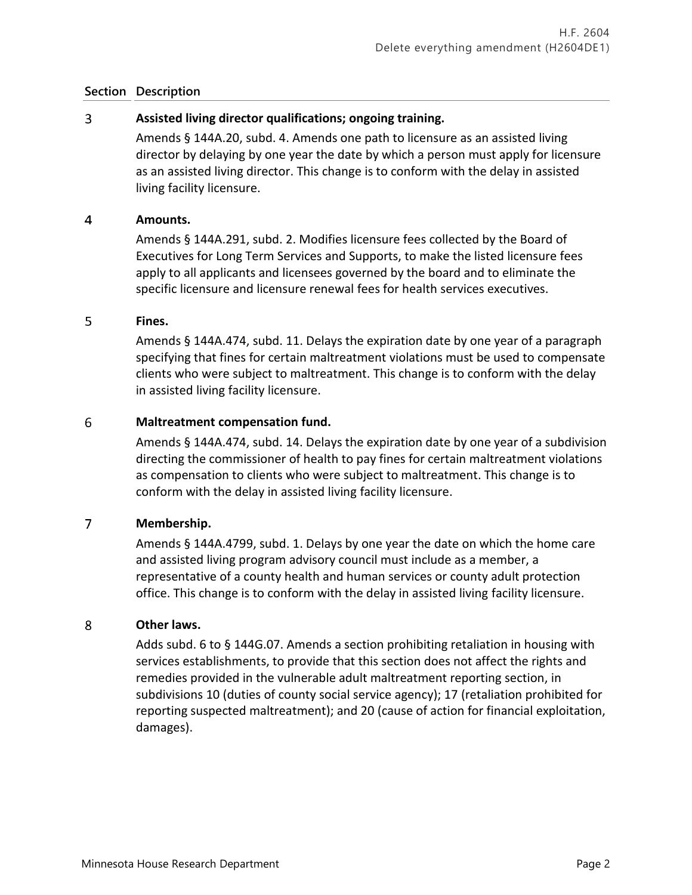| Section | Description |
|---|---|
| 3 | **Assisted living director qualifications; ongoing training.**<br>Amends § 144A.20, subd. 4. Amends one path to licensure as an assisted living director by delaying by one year the date by which a person must apply for licensure as an assisted living director. This change is to conform with the delay in assisted living facility licensure. |
| 4 | **Amounts.**<br>Amends § 144A.291, subd. 2. Modifies licensure fees collected by the Board of Executives for Long Term Services and Supports, to make the listed licensure fees apply to all applicants and licensees governed by the board and to eliminate the specific licensure and licensure renewal fees for health services executives. |
| 5 | **Fines.**<br>Amends § 144A.474, subd. 11. Delays the expiration date by one year of a paragraph specifying that fines for certain maltreatment violations must be used to compensate clients who were subject to maltreatment. This change is to conform with the delay in assisted living facility licensure. |
| 6 | **Maltreatment compensation fund.**<br>Amends § 144A.474, subd. 14. Delays the expiration date by one year of a subdivision directing the commissioner of health to pay fines for certain maltreatment violations as compensation to clients who were subject to maltreatment. This change is to conform with the delay in assisted living facility licensure. |
| 7 | **Membership.**<br>Amends § 144A.4799, subd. 1. Delays by one year the date on which the home care and assisted living program advisory council must include as a member, a representative of a county health and human services or county adult protection office. This change is to conform with the delay in assisted living facility licensure. |
| 8 | **Other laws.**<br>Adds subd. 6 to § 144G.07. Amends a section prohibiting retaliation in housing with services establishments, to provide that this section does not affect the rights and remedies provided in the vulnerable adult maltreatment reporting section, in subdivisions 10 (duties of county social service agency); 17 (retaliation prohibited for reporting suspected maltreatment); and 20 (cause of action for financial exploitation, damages). |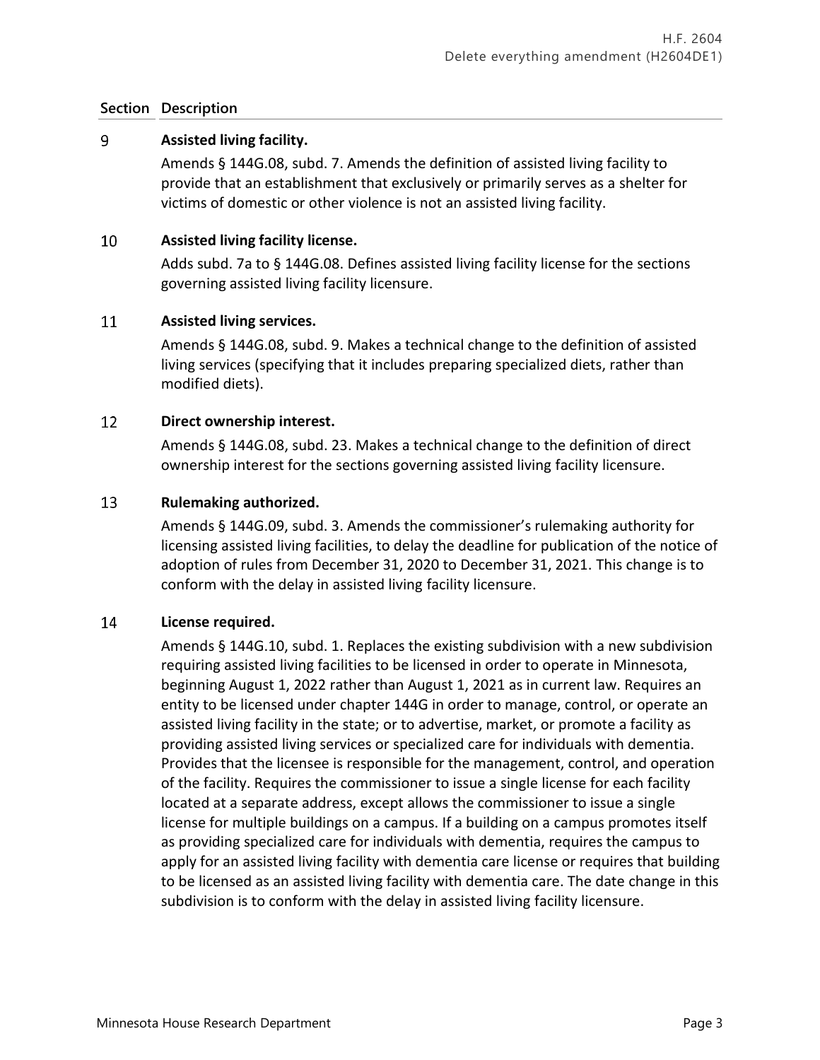| Section | Description |
|---|---|
| 9 | **Assisted living facility.** Amends § 144G.08, subd. 7. Amends the definition of assisted living facility to provide that an establishment that exclusively or primarily serves as a shelter for victims of domestic or other violence is not an assisted living facility. |
| 10 | **Assisted living facility license.** Adds subd. 7a to § 144G.08. Defines assisted living facility license for the sections governing assisted living facility licensure. |
| 11 | **Assisted living services.** Amends § 144G.08, subd. 9. Makes a technical change to the definition of assisted living services (specifying that it includes preparing specialized diets, rather than modified diets). |
| 12 | **Direct ownership interest.** Amends § 144G.08, subd. 23. Makes a technical change to the definition of direct ownership interest for the sections governing assisted living facility licensure. |
| 13 | **Rulemaking authorized.** Amends § 144G.09, subd. 3. Amends the commissioner's rulemaking authority for licensing assisted living facilities, to delay the deadline for publication of the notice of adoption of rules from December 31, 2020 to December 31, 2021. This change is to conform with the delay in assisted living facility licensure. |
| 14 | **License required.** Amends § 144G.10, subd. 1. Replaces the existing subdivision with a new subdivision requiring assisted living facilities to be licensed in order to operate in Minnesota, beginning August 1, 2022 rather than August 1, 2021 as in current law. Requires an entity to be licensed under chapter 144G in order to manage, control, or operate an assisted living facility in the state; or to advertise, market, or promote a facility as providing assisted living services or specialized care for individuals with dementia. Provides that the licensee is responsible for the management, control, and operation of the facility. Requires the commissioner to issue a single license for each facility located at a separate address, except allows the commissioner to issue a single license for multiple buildings on a campus. If a building on a campus promotes itself as providing specialized care for individuals with dementia, requires the campus to apply for an assisted living facility with dementia care license or requires that building to be licensed as an assisted living facility with dementia care. The date change in this subdivision is to conform with the delay in assisted living facility licensure. |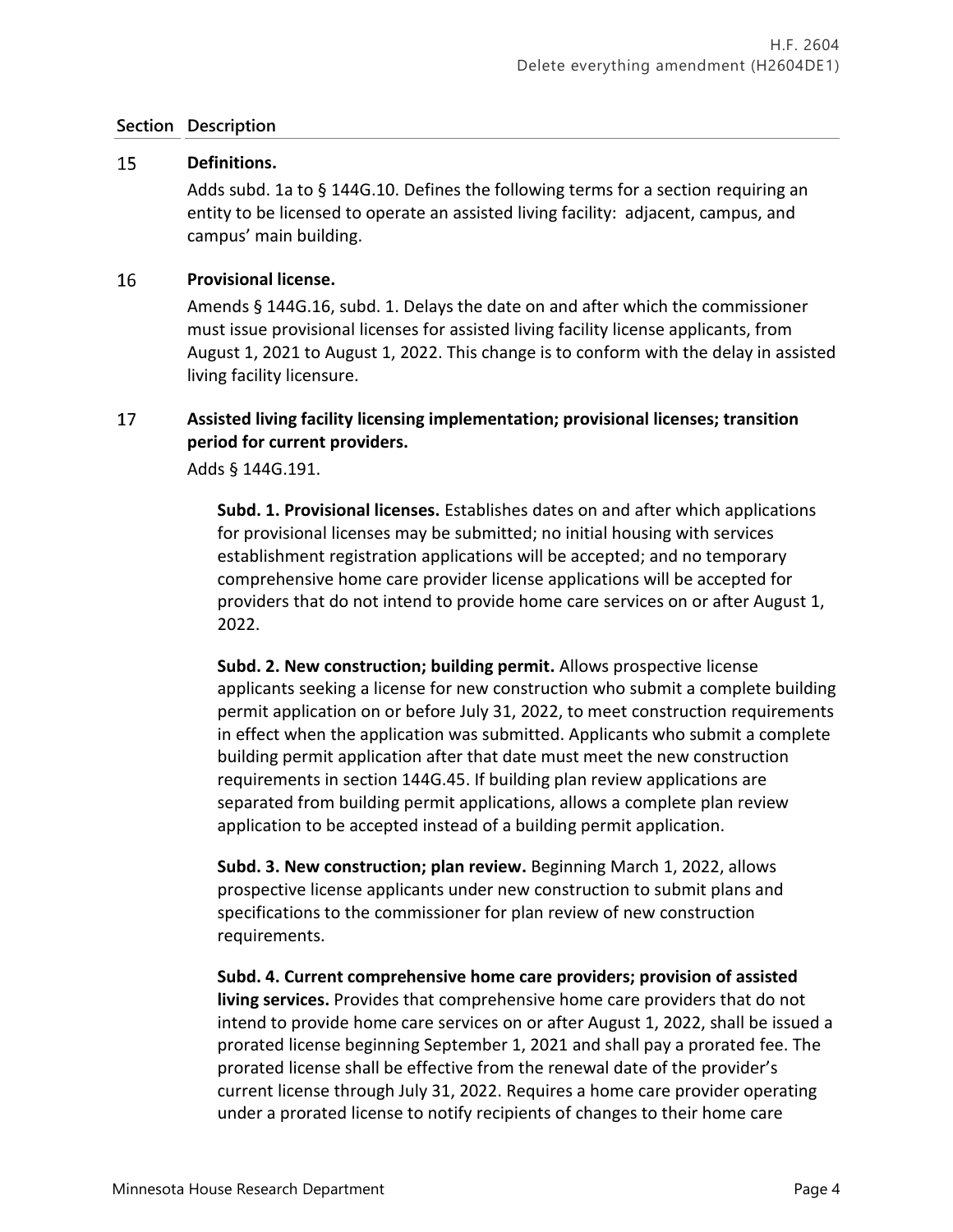| Section | Description |
|---|---|
| 15 | **Definitions.**<br>Adds subd. 1a to § 144G.10. Defines the following terms for a section requiring an entity to be licensed to operate an assisted living facility: adjacent, campus, and campus' main building. |
| 16 | **Provisional license.**<br>Amends § 144G.16, subd. 1. Delays the date on and after which the commissioner must issue provisional licenses for assisted living facility license applicants, from August 1, 2021 to August 1, 2022. This change is to conform with the delay in assisted living facility licensure. |
| 17 | **Assisted living facility licensing implementation; provisional licenses; transition period for current providers.**<br>Adds § 144G.191.<br><br>**Subd. 1. Provisional licenses.** Establishes dates on and after which applications for provisional licenses may be submitted; no initial housing with services establishment registration applications will be accepted; and no temporary comprehensive home care provider license applications will be accepted for providers that do not intend to provide home care services on or after August 1, 2022.<br><br>**Subd. 2. New construction; building permit.** Allows prospective license applicants seeking a license for new construction who submit a complete building permit application on or before July 31, 2022, to meet construction requirements in effect when the application was submitted. Applicants who submit a complete building permit application after that date must meet the new construction requirements in section 144G.45. If building plan review applications are separated from building permit applications, allows a complete plan review application to be accepted instead of a building permit application.<br><br>**Subd. 3. New construction; plan review.** Beginning March 1, 2022, allows prospective license applicants under new construction to submit plans and specifications to the commissioner for plan review of new construction requirements.<br><br>**Subd. 4. Current comprehensive home care providers; provision of assisted living services.** Provides that comprehensive home care providers that do not intend to provide home care services on or after August 1, 2022, shall be issued a prorated license beginning September 1, 2021 and shall pay a prorated fee. The prorated license shall be effective from the renewal date of the provider's current license through July 31, 2022. Requires a home care provider operating under a prorated license to notify recipients of changes to their home care |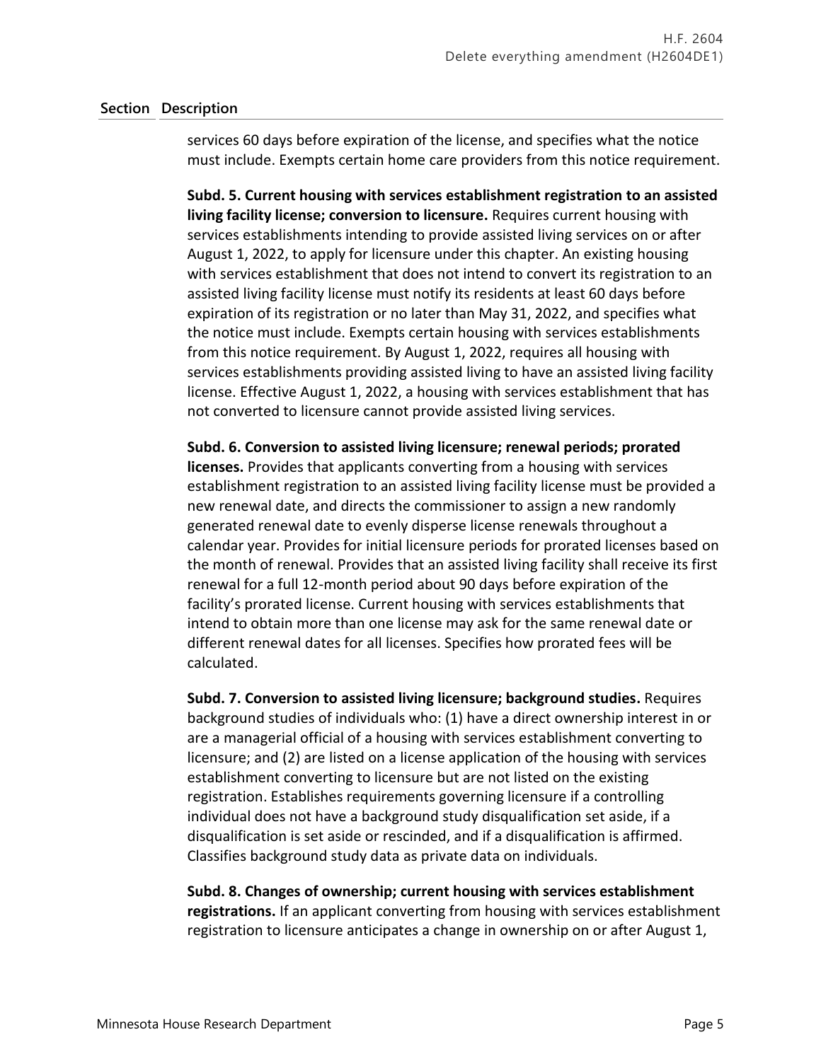| Section | Description |
|---|---|
| | services 60 days before expiration of the license, and specifies what the notice must include. Exempts certain home care providers from this notice requirement. |

**Subd. 5. Current housing with services establishment registration to an assisted living facility license; conversion to licensure.** Requires current housing with services establishments intending to provide assisted living services on or after August 1, 2022, to apply for licensure under this chapter. An existing housing with services establishment that does not intend to convert its registration to an assisted living facility license must notify its residents at least 60 days before expiration of its registration or no later than May 31, 2022, and specifies what the notice must include. Exempts certain housing with services establishments from this notice requirement. By August 1, 2022, requires all housing with services establishments providing assisted living to have an assisted living facility license. Effective August 1, 2022, a housing with services establishment that has not converted to licensure cannot provide assisted living services.

**Subd. 6. Conversion to assisted living licensure; renewal periods; prorated licenses.** Provides that applicants converting from a housing with services establishment registration to an assisted living facility license must be provided a new renewal date, and directs the commissioner to assign a new randomly generated renewal date to evenly disperse license renewals throughout a calendar year. Provides for initial licensure periods for prorated licenses based on the month of renewal. Provides that an assisted living facility shall receive its first renewal for a full 12-month period about 90 days before expiration of the facility's prorated license. Current housing with services establishments that intend to obtain more than one license may ask for the same renewal date or different renewal dates for all licenses. Specifies how prorated fees will be calculated.

**Subd. 7. Conversion to assisted living licensure; background studies.** Requires background studies of individuals who: (1) have a direct ownership interest in or are a managerial official of a housing with services establishment converting to licensure; and (2) are listed on a license application of the housing with services establishment converting to licensure but are not listed on the existing registration. Establishes requirements governing licensure if a controlling individual does not have a background study disqualification set aside, if a disqualification is set aside or rescinded, and if a disqualification is affirmed. Classifies background study data as private data on individuals.

**Subd. 8. Changes of ownership; current housing with services establishment registrations.** If an applicant converting from housing with services establishment registration to licensure anticipates a change in ownership on or after August 1,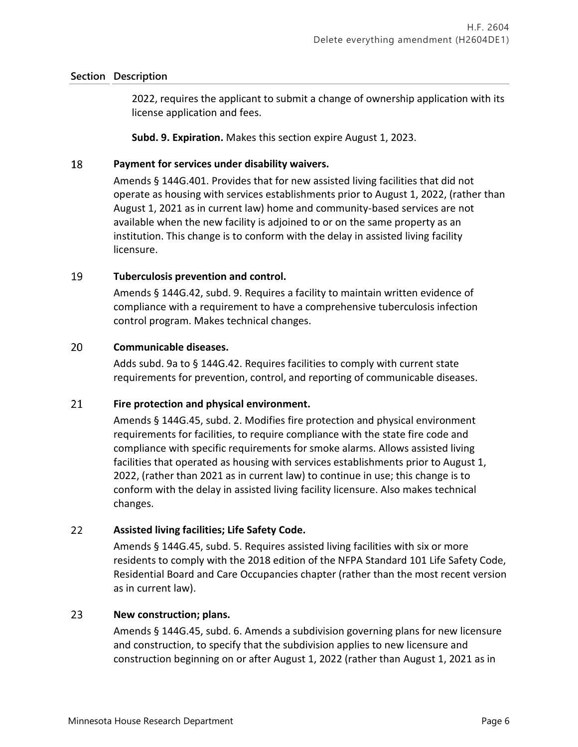| Section | Description |
|---|---|
| | 2022, requires the applicant to submit a change of ownership application with its license application and fees.<br><br>**Subd. 9. Expiration.** Makes this section expire August 1, 2023. |
| 18 | **Payment for services under disability waivers.**<br>Amends § 144G.401. Provides that for new assisted living facilities that did not operate as housing with services establishments prior to August 1, 2022, (rather than August 1, 2021 as in current law) home and community-based services are not available when the new facility is adjoined to or on the same property as an institution. This change is to conform with the delay in assisted living facility licensure. |
| 19 | **Tuberculosis prevention and control.**<br>Amends § 144G.42, subd. 9. Requires a facility to maintain written evidence of compliance with a requirement to have a comprehensive tuberculosis infection control program. Makes technical changes. |
| 20 | **Communicable diseases.**<br>Adds subd. 9a to § 144G.42. Requires facilities to comply with current state requirements for prevention, control, and reporting of communicable diseases. |
| 21 | **Fire protection and physical environment.**<br>Amends § 144G.45, subd. 2. Modifies fire protection and physical environment requirements for facilities, to require compliance with the state fire code and compliance with specific requirements for smoke alarms. Allows assisted living facilities that operated as housing with services establishments prior to August 1, 2022, (rather than 2021 as in current law) to continue in use; this change is to conform with the delay in assisted living facility licensure. Also makes technical changes. |
| 22 | **Assisted living facilities; Life Safety Code.**<br>Amends § 144G.45, subd. 5. Requires assisted living facilities with six or more residents to comply with the 2018 edition of the NFPA Standard 101 Life Safety Code, Residential Board and Care Occupancies chapter (rather than the most recent version as in current law). |
| 23 | **New construction; plans.**<br>Amends § 144G.45, subd. 6. Amends a subdivision governing plans for new licensure and construction, to specify that the subdivision applies to new licensure and construction beginning on or after August 1, 2022 (rather than August 1, 2021 as in |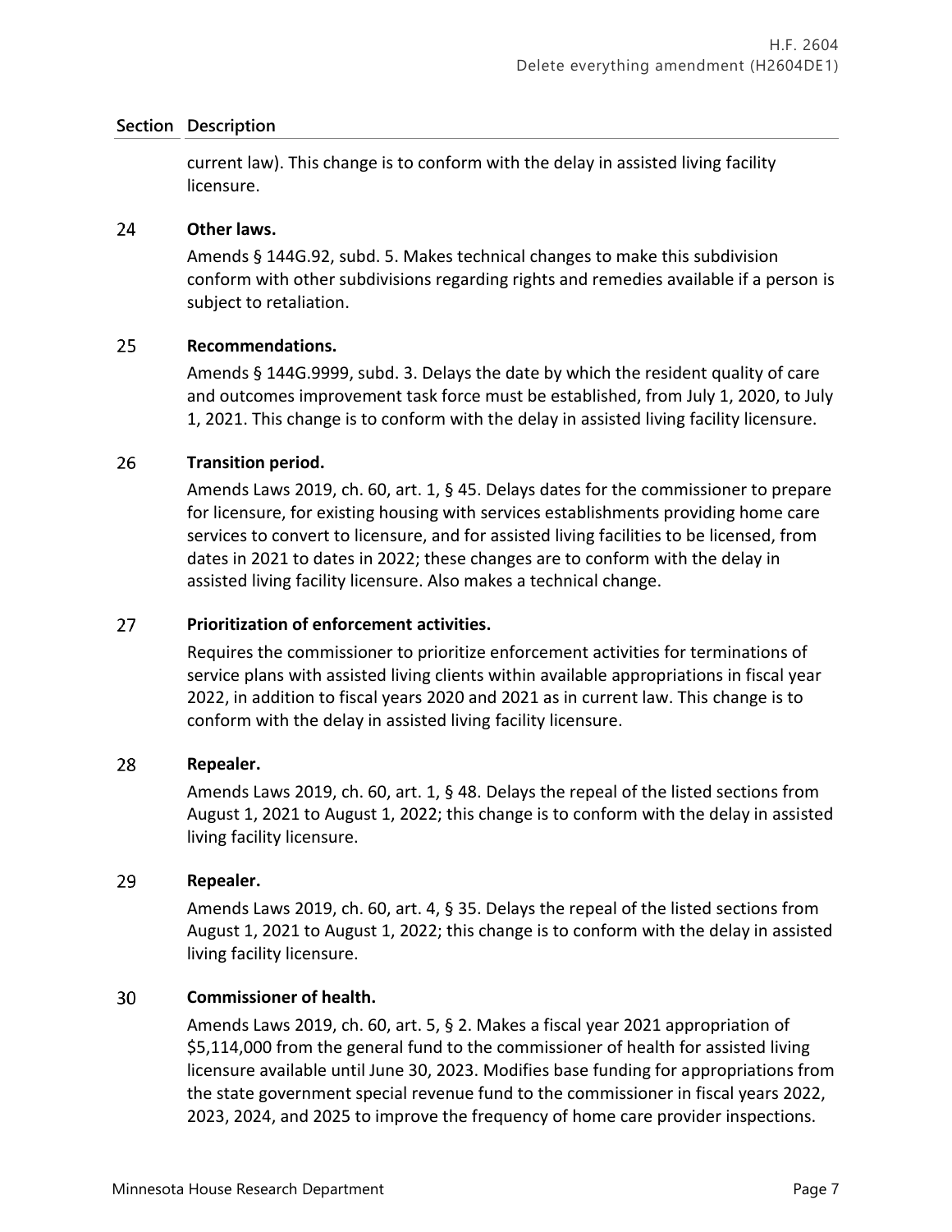| Section | Description |
|---|---|
| | current law). This change is to conform with the delay in assisted living facility licensure. |
| 24 | **Other laws.**<br>Amends § 144G.92, subd. 5. Makes technical changes to make this subdivision conform with other subdivisions regarding rights and remedies available if a person is subject to retaliation. |
| 25 | **Recommendations.**<br>Amends § 144G.9999, subd. 3. Delays the date by which the resident quality of care and outcomes improvement task force must be established, from July 1, 2020, to July 1, 2021. This change is to conform with the delay in assisted living facility licensure. |
| 26 | **Transition period.**<br>Amends Laws 2019, ch. 60, art. 1, § 45. Delays dates for the commissioner to prepare for licensure, for existing housing with services establishments providing home care services to convert to licensure, and for assisted living facilities to be licensed, from dates in 2021 to dates in 2022; these changes are to conform with the delay in assisted living facility licensure. Also makes a technical change. |
| 27 | **Prioritization of enforcement activities.**<br>Requires the commissioner to prioritize enforcement activities for terminations of service plans with assisted living clients within available appropriations in fiscal year 2022, in addition to fiscal years 2020 and 2021 as in current law. This change is to conform with the delay in assisted living facility licensure. |
| 28 | **Repealer.**<br>Amends Laws 2019, ch. 60, art. 1, § 48. Delays the repeal of the listed sections from August 1, 2021 to August 1, 2022; this change is to conform with the delay in assisted living facility licensure. |
| 29 | **Repealer.**<br>Amends Laws 2019, ch. 60, art. 4, § 35. Delays the repeal of the listed sections from August 1, 2021 to August 1, 2022; this change is to conform with the delay in assisted living facility licensure. |
| 30 | **Commissioner of health.**<br>Amends Laws 2019, ch. 60, art. 5, § 2. Makes a fiscal year 2021 appropriation of $5,114,000 from the general fund to the commissioner of health for assisted living licensure available until June 30, 2023. Modifies base funding for appropriations from the state government special revenue fund to the commissioner in fiscal years 2022, 2023, 2024, and 2025 to improve the frequency of home care provider inspections. |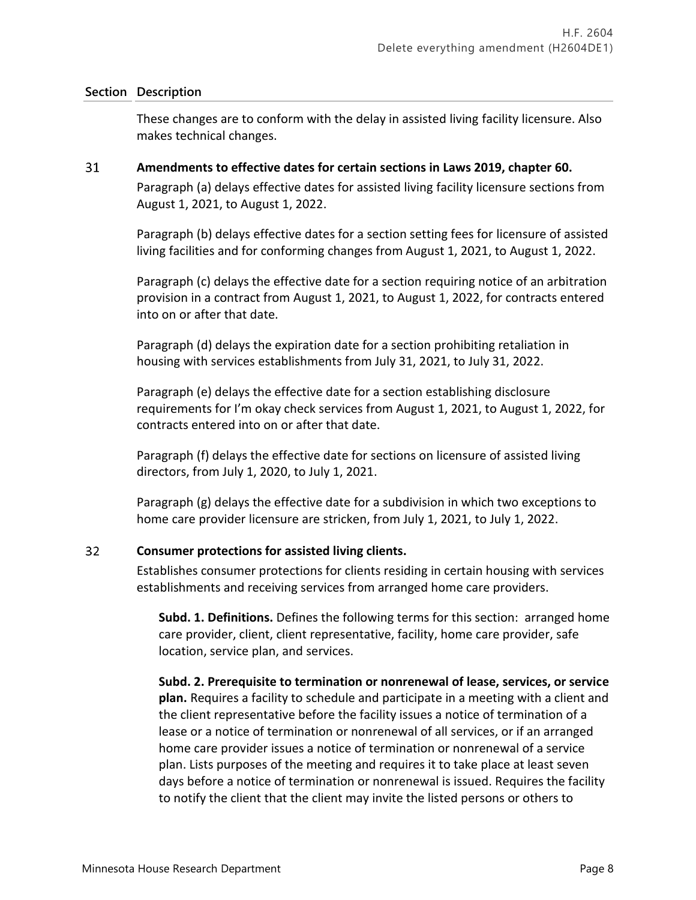| Section | Description |
|---|---|
| | These changes are to conform with the delay in assisted living facility licensure. Also makes technical changes. |
| 31 | **Amendments to effective dates for certain sections in Laws 2019, chapter 60.**<br><br>Paragraph (a) delays effective dates for assisted living facility licensure sections from August 1, 2021, to August 1, 2022.<br><br>Paragraph (b) delays effective dates for a section setting fees for licensure of assisted living facilities and for conforming changes from August 1, 2021, to August 1, 2022.<br><br>Paragraph (c) delays the effective date for a section requiring notice of an arbitration provision in a contract from August 1, 2021, to August 1, 2022, for contracts entered into on or after that date.<br><br>Paragraph (d) delays the expiration date for a section prohibiting retaliation in housing with services establishments from July 31, 2021, to July 31, 2022.<br><br>Paragraph (e) delays the effective date for a section establishing disclosure requirements for I'm okay check services from August 1, 2021, to August 1, 2022, for contracts entered into on or after that date.<br><br>Paragraph (f) delays the effective date for sections on licensure of assisted living directors, from July 1, 2020, to July 1, 2021.<br><br>Paragraph (g) delays the effective date for a subdivision in which two exceptions to home care provider licensure are stricken, from July 1, 2021, to July 1, 2022. |
| 32 | **Consumer protections for assisted living clients.**<br><br>Establishes consumer protections for clients residing in certain housing with services establishments and receiving services from arranged home care providers.<br><br>**Subd. 1. Definitions.** Defines the following terms for this section: arranged home care provider, client, client representative, facility, home care provider, safe location, service plan, and services.<br><br>**Subd. 2. Prerequisite to termination or nonrenewal of lease, services, or service plan.** Requires a facility to schedule and participate in a meeting with a client and the client representative before the facility issues a notice of termination of a lease or a notice of termination or nonrenewal of all services, or if an arranged home care provider issues a notice of termination or nonrenewal of a service plan. Lists purposes of the meeting and requires it to take place at least seven days before a notice of termination or nonrenewal is issued. Requires the facility to notify the client that the client may invite the listed persons or others to |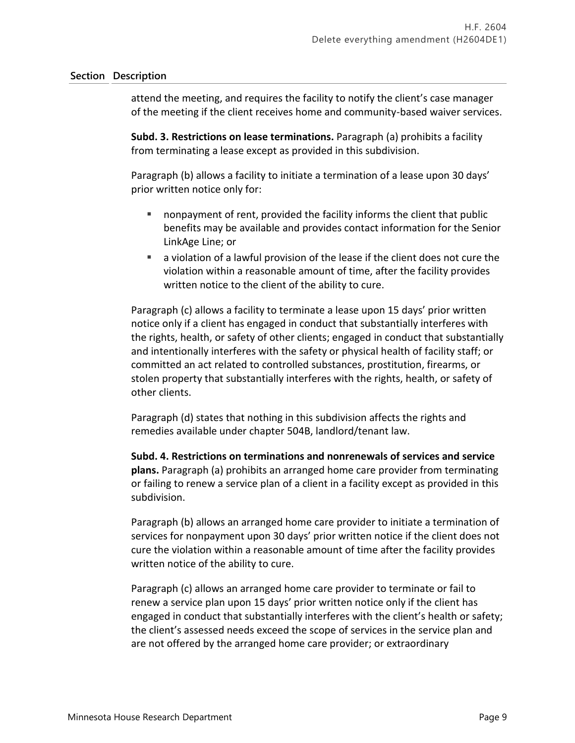| Section | Description |
|---|---|

attend the meeting, and requires the facility to notify the client's case manager of the meeting if the client receives home and community-based waiver services.

**Subd. 3. Restrictions on lease terminations.** Paragraph (a) prohibits a facility from terminating a lease except as provided in this subdivision.

Paragraph (b) allows a facility to initiate a termination of a lease upon 30 days' prior written notice only for:

- nonpayment of rent, provided the facility informs the client that public benefits may be available and provides contact information for the Senior LinkAge Line; or
- a violation of a lawful provision of the lease if the client does not cure the violation within a reasonable amount of time, after the facility provides written notice to the client of the ability to cure.

Paragraph (c) allows a facility to terminate a lease upon 15 days' prior written notice only if a client has engaged in conduct that substantially interferes with the rights, health, or safety of other clients; engaged in conduct that substantially and intentionally interferes with the safety or physical health of facility staff; or committed an act related to controlled substances, prostitution, firearms, or stolen property that substantially interferes with the rights, health, or safety of other clients.

Paragraph (d) states that nothing in this subdivision affects the rights and remedies available under chapter 504B, landlord/tenant law.

**Subd. 4. Restrictions on terminations and nonrenewals of services and service plans.** Paragraph (a) prohibits an arranged home care provider from terminating or failing to renew a service plan of a client in a facility except as provided in this subdivision.

Paragraph (b) allows an arranged home care provider to initiate a termination of services for nonpayment upon 30 days' prior written notice if the client does not cure the violation within a reasonable amount of time after the facility provides written notice of the ability to cure.

Paragraph (c) allows an arranged home care provider to terminate or fail to renew a service plan upon 15 days' prior written notice only if the client has engaged in conduct that substantially interferes with the client's health or safety; the client's assessed needs exceed the scope of services in the service plan and are not offered by the arranged home care provider; or extraordinary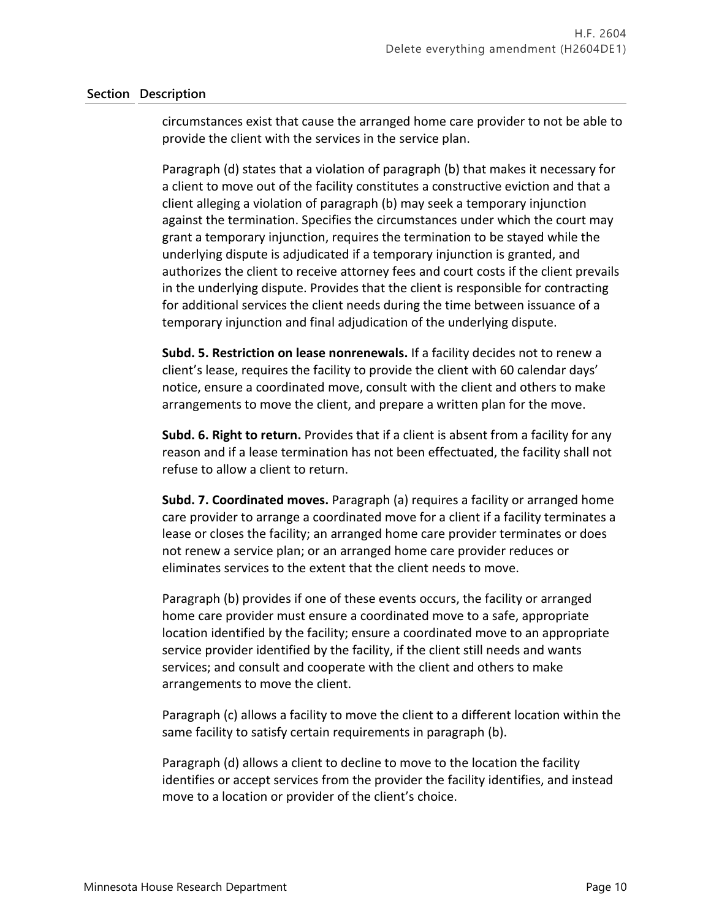| Section | Description |
|---|---|

circumstances exist that cause the arranged home care provider to not be able to provide the client with the services in the service plan.

Paragraph (d) states that a violation of paragraph (b) that makes it necessary for a client to move out of the facility constitutes a constructive eviction and that a client alleging a violation of paragraph (b) may seek a temporary injunction against the termination. Specifies the circumstances under which the court may grant a temporary injunction, requires the termination to be stayed while the underlying dispute is adjudicated if a temporary injunction is granted, and authorizes the client to receive attorney fees and court costs if the client prevails in the underlying dispute. Provides that the client is responsible for contracting for additional services the client needs during the time between issuance of a temporary injunction and final adjudication of the underlying dispute.

**Subd. 5. Restriction on lease nonrenewals.** If a facility decides not to renew a client's lease, requires the facility to provide the client with 60 calendar days' notice, ensure a coordinated move, consult with the client and others to make arrangements to move the client, and prepare a written plan for the move.

**Subd. 6. Right to return.** Provides that if a client is absent from a facility for any reason and if a lease termination has not been effectuated, the facility shall not refuse to allow a client to return.

**Subd. 7. Coordinated moves.** Paragraph (a) requires a facility or arranged home care provider to arrange a coordinated move for a client if a facility terminates a lease or closes the facility; an arranged home care provider terminates or does not renew a service plan; or an arranged home care provider reduces or eliminates services to the extent that the client needs to move.

Paragraph (b) provides if one of these events occurs, the facility or arranged home care provider must ensure a coordinated move to a safe, appropriate location identified by the facility; ensure a coordinated move to an appropriate service provider identified by the facility, if the client still needs and wants services; and consult and cooperate with the client and others to make arrangements to move the client.

Paragraph (c) allows a facility to move the client to a different location within the same facility to satisfy certain requirements in paragraph (b).

Paragraph (d) allows a client to decline to move to the location the facility identifies or accept services from the provider the facility identifies, and instead move to a location or provider of the client's choice.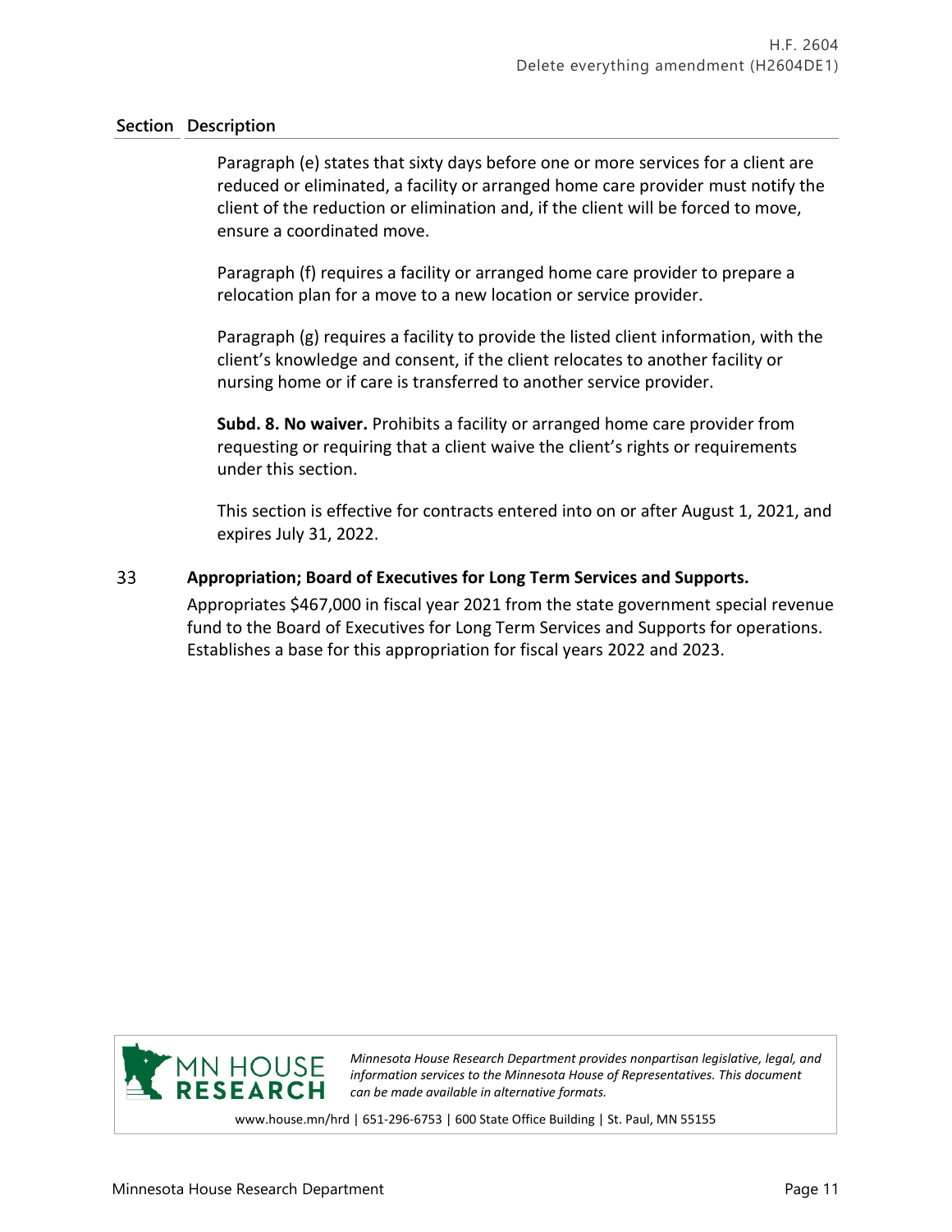| Section | Description |
|---|---|
| | Paragraph (e) states that sixty days before one or more services for a client are reduced or eliminated, a facility or arranged home care provider must notify the client of the reduction or elimination and, if the client will be forced to move, ensure a coordinated move.<br><br>Paragraph (f) requires a facility or arranged home care provider to prepare a relocation plan for a move to a new location or service provider.<br><br>Paragraph (g) requires a facility to provide the listed client information, with the client's knowledge and consent, if the client relocates to another facility or nursing home or if care is transferred to another service provider.<br><br>**Subd. 8. No waiver.** Prohibits a facility or arranged home care provider from requesting or requiring that a client waive the client's rights or requirements under this section.<br><br>This section is effective for contracts entered into on or after August 1, 2021, and expires July 31, 2022. |
| 33 | **Appropriation; Board of Executives for Long Term Services and Supports.**<br>Appropriates $467,000 in fiscal year 2021 from the state government special revenue fund to the Board of Executives for Long Term Services and Supports for operations. Establishes a base for this appropriation for fiscal years 2022 and 2023. |

MN HOUSE RESEARCH

*Minnesota House Research Department provides nonpartisan legislative, legal, and information services to the Minnesota House of Representatives. This document can be made available in alternative formats.*

www.house.mn/hrd | 651-296-6753 | 600 State Office Building | St. Paul, MN 55155